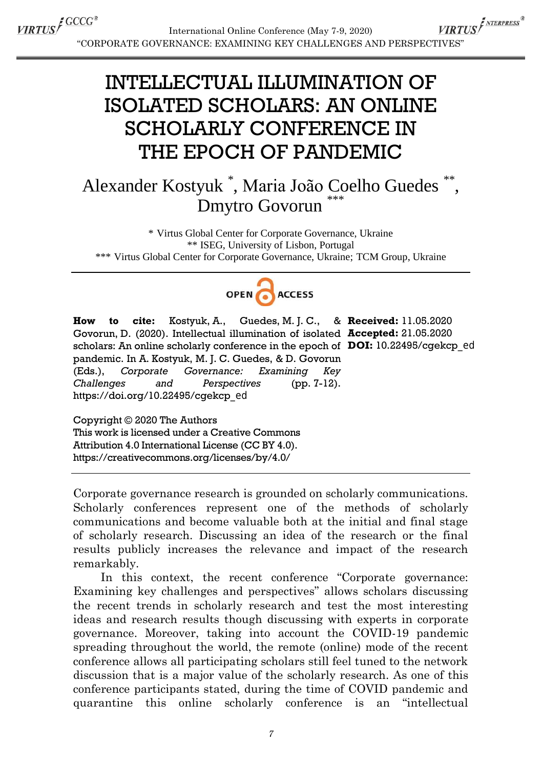# INTELLECTUAL ILLUMINATION OF ISOLATED SCHOLARS: AN ONLINE SCHOLARLY CONFERENCE IN THE EPOCH OF PANDEMIC

Alexander Kostyuk *, Maria João Coelho Guedes **, Dmytro Govorun ***

\* Virtus Global Center for Corporate Governance, Ukraine
\** ISEG, University of Lisbon, Portugal
\*** Virtus Global Center for Corporate Governance, Ukraine; TCM Group, Ukraine

OPEN ACCESS

**How to cite:** Kostyuk, A., Guedes, M. J. C., & Govorun, D. (2020). Intellectual illumination of isolated scholars: An online scholarly conference in the epoch of pandemic. In A. Kostyuk, M. J. C. Guedes, & D. Govorun (Eds.), *Corporate Governance: Examining Key Challenges and Perspectives* (pp. 7-12). https://doi.org/10.22495/cgekcp_ed

**Received:** 11.05.2020
**Accepted:** 21.05.2020
**DOI:** 10.22495/cgekcp_ed

Copyright © 2020 The Authors
This work is licensed under a Creative Commons Attribution 4.0 International License (CC BY 4.0). https://creativecommons.org/licenses/by/4.0/

Corporate governance research is grounded on scholarly communications. Scholarly conferences represent one of the methods of scholarly communications and become valuable both at the initial and final stage of scholarly research. Discussing an idea of the research or the final results publicly increases the relevance and impact of the research remarkably.

In this context, the recent conference "Corporate governance: Examining key challenges and perspectives" allows scholars discussing the recent trends in scholarly research and test the most interesting ideas and research results though discussing with experts in corporate governance. Moreover, taking into account the COVID-19 pandemic spreading throughout the world, the remote (online) mode of the recent conference allows all participating scholars still feel tuned to the network discussion that is a major value of the scholarly research. As one of this conference participants stated, during the time of COVID pandemic and quarantine this online scholarly conference is an "intellectual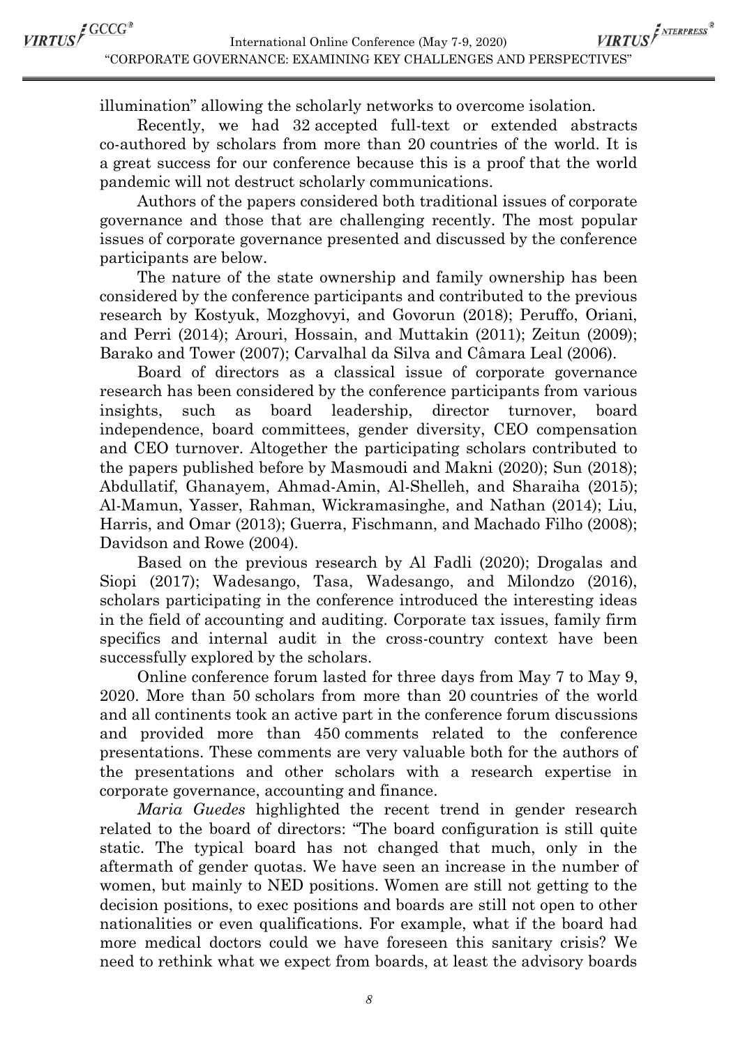illumination" allowing the scholarly networks to overcome isolation.

Recently, we had 32 accepted full-text or extended abstracts co-authored by scholars from more than 20 countries of the world. It is a great success for our conference because this is a proof that the world pandemic will not destruct scholarly communications.

Authors of the papers considered both traditional issues of corporate governance and those that are challenging recently. The most popular issues of corporate governance presented and discussed by the conference participants are below.

The nature of the state ownership and family ownership has been considered by the conference participants and contributed to the previous research by Kostyuk, Mozghovyi, and Govorun (2018); Peruffo, Oriani, and Perri (2014); Arouri, Hossain, and Muttakin (2011); Zeitun (2009); Barako and Tower (2007); Carvalhal da Silva and Câmara Leal (2006).

Board of directors as a classical issue of corporate governance research has been considered by the conference participants from various insights, such as board leadership, director turnover, board independence, board committees, gender diversity, CEO compensation and CEO turnover. Altogether the participating scholars contributed to the papers published before by Masmoudi and Makni (2020); Sun (2018); Abdullatif, Ghanayem, Ahmad-Amin, Al-Shelleh, and Sharaiha (2015); Al-Mamun, Yasser, Rahman, Wickramasinghe, and Nathan (2014); Liu, Harris, and Omar (2013); Guerra, Fischmann, and Machado Filho (2008); Davidson and Rowe (2004).

Based on the previous research by Al Fadli (2020); Drogalas and Siopi (2017); Wadesango, Tasa, Wadesango, and Milondzo (2016), scholars participating in the conference introduced the interesting ideas in the field of accounting and auditing. Corporate tax issues, family firm specifics and internal audit in the cross-country context have been successfully explored by the scholars.

Online conference forum lasted for three days from May 7 to May 9, 2020. More than 50 scholars from more than 20 countries of the world and all continents took an active part in the conference forum discussions and provided more than 450 comments related to the conference presentations. These comments are very valuable both for the authors of the presentations and other scholars with a research expertise in corporate governance, accounting and finance.

*Maria Guedes* highlighted the recent trend in gender research related to the board of directors: "The board configuration is still quite static. The typical board has not changed that much, only in the aftermath of gender quotas. We have seen an increase in the number of women, but mainly to NED positions. Women are still not getting to the decision positions, to exec positions and boards are still not open to other nationalities or even qualifications. For example, what if the board had more medical doctors could we have foreseen this sanitary crisis? We need to rethink what we expect from boards, at least the advisory boards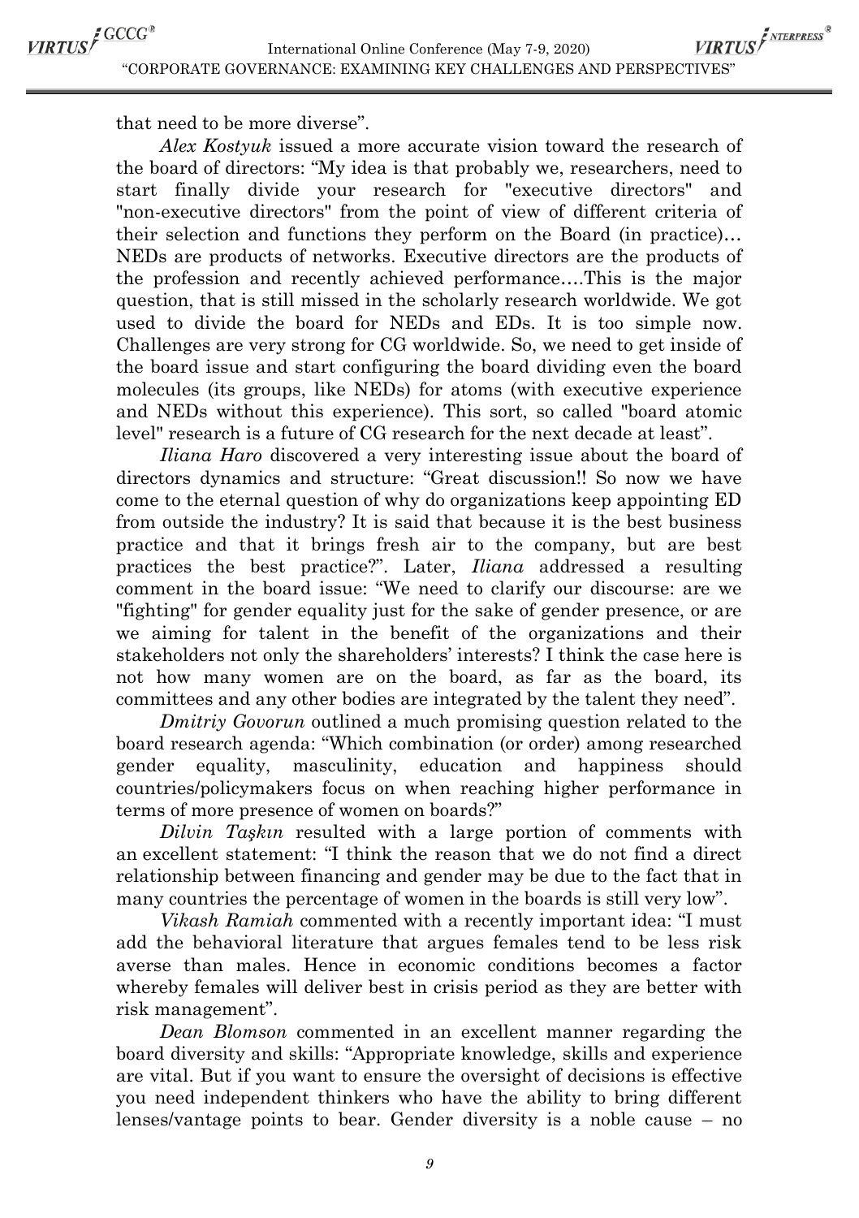that need to be more diverse".

*Alex Kostyuk* issued a more accurate vision toward the research of the board of directors: "My idea is that probably we, researchers, need to start finally divide your research for "executive directors" and "non-executive directors" from the point of view of different criteria of their selection and functions they perform on the Board (in practice)… NEDs are products of networks. Executive directors are the products of the profession and recently achieved performance….This is the major question, that is still missed in the scholarly research worldwide. We got used to divide the board for NEDs and EDs. It is too simple now. Challenges are very strong for CG worldwide. So, we need to get inside of the board issue and start configuring the board dividing even the board molecules (its groups, like NEDs) for atoms (with executive experience and NEDs without this experience). This sort, so called "board atomic level" research is a future of CG research for the next decade at least".

*Iliana Haro* discovered a very interesting issue about the board of directors dynamics and structure: "Great discussion!! So now we have come to the eternal question of why do organizations keep appointing ED from outside the industry? It is said that because it is the best business practice and that it brings fresh air to the company, but are best practices the best practice?". Later, *Iliana* addressed a resulting comment in the board issue: "We need to clarify our discourse: are we "fighting" for gender equality just for the sake of gender presence, or are we aiming for talent in the benefit of the organizations and their stakeholders not only the shareholders' interests? I think the case here is not how many women are on the board, as far as the board, its committees and any other bodies are integrated by the talent they need".

*Dmitriy Govorun* outlined a much promising question related to the board research agenda: "Which combination (or order) among researched gender equality, masculinity, education and happiness should countries/policymakers focus on when reaching higher performance in terms of more presence of women on boards?"

*Dilvin Taşkın* resulted with a large portion of comments with an excellent statement: "I think the reason that we do not find a direct relationship between financing and gender may be due to the fact that in many countries the percentage of women in the boards is still very low".

*Vikash Ramiah* commented with a recently important idea: "I must add the behavioral literature that argues females tend to be less risk averse than males. Hence in economic conditions becomes a factor whereby females will deliver best in crisis period as they are better with risk management".

*Dean Blomson* commented in an excellent manner regarding the board diversity and skills: "Appropriate knowledge, skills and experience are vital. But if you want to ensure the oversight of decisions is effective you need independent thinkers who have the ability to bring different lenses/vantage points to bear. Gender diversity is a noble cause – no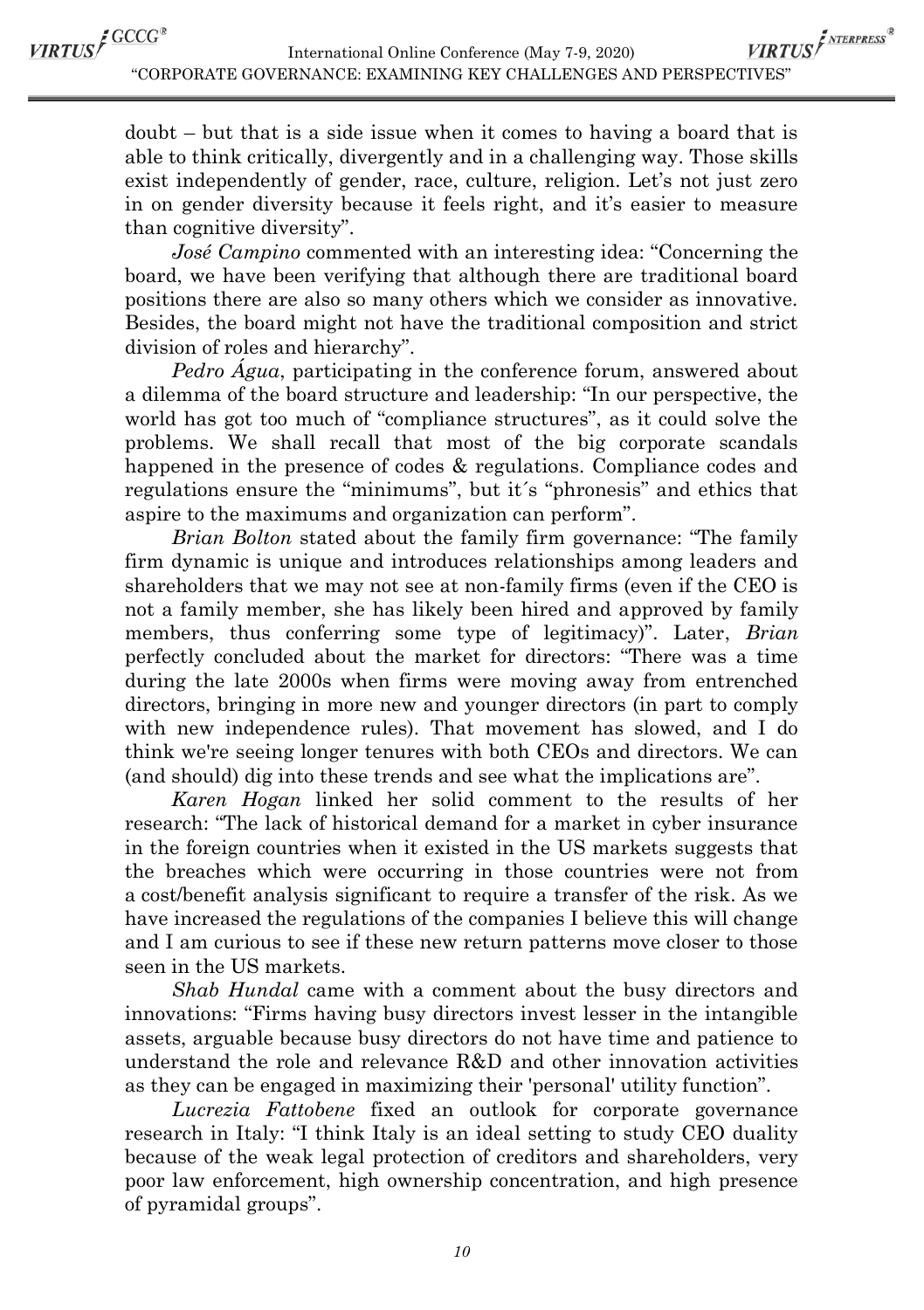doubt – but that is a side issue when it comes to having a board that is able to think critically, divergently and in a challenging way. Those skills exist independently of gender, race, culture, religion. Let's not just zero in on gender diversity because it feels right, and it's easier to measure than cognitive diversity".

*José Campino* commented with an interesting idea: "Concerning the board, we have been verifying that although there are traditional board positions there are also so many others which we consider as innovative. Besides, the board might not have the traditional composition and strict division of roles and hierarchy".

*Pedro Água*, participating in the conference forum, answered about a dilemma of the board structure and leadership: "In our perspective, the world has got too much of "compliance structures", as it could solve the problems. We shall recall that most of the big corporate scandals happened in the presence of codes & regulations. Compliance codes and regulations ensure the "minimums", but it´s "phronesis" and ethics that aspire to the maximums and organization can perform".

*Brian Bolton* stated about the family firm governance: "The family firm dynamic is unique and introduces relationships among leaders and shareholders that we may not see at non-family firms (even if the CEO is not a family member, she has likely been hired and approved by family members, thus conferring some type of legitimacy)". Later, *Brian* perfectly concluded about the market for directors: "There was a time during the late 2000s when firms were moving away from entrenched directors, bringing in more new and younger directors (in part to comply with new independence rules). That movement has slowed, and I do think we're seeing longer tenures with both CEOs and directors. We can (and should) dig into these trends and see what the implications are".

*Karen Hogan* linked her solid comment to the results of her research: "The lack of historical demand for a market in cyber insurance in the foreign countries when it existed in the US markets suggests that the breaches which were occurring in those countries were not from a cost/benefit analysis significant to require a transfer of the risk. As we have increased the regulations of the companies I believe this will change and I am curious to see if these new return patterns move closer to those seen in the US markets.

*Shab Hundal* came with a comment about the busy directors and innovations: "Firms having busy directors invest lesser in the intangible assets, arguable because busy directors do not have time and patience to understand the role and relevance R&D and other innovation activities as they can be engaged in maximizing their 'personal' utility function".

*Lucrezia Fattobene* fixed an outlook for corporate governance research in Italy: "I think Italy is an ideal setting to study CEO duality because of the weak legal protection of creditors and shareholders, very poor law enforcement, high ownership concentration, and high presence of pyramidal groups".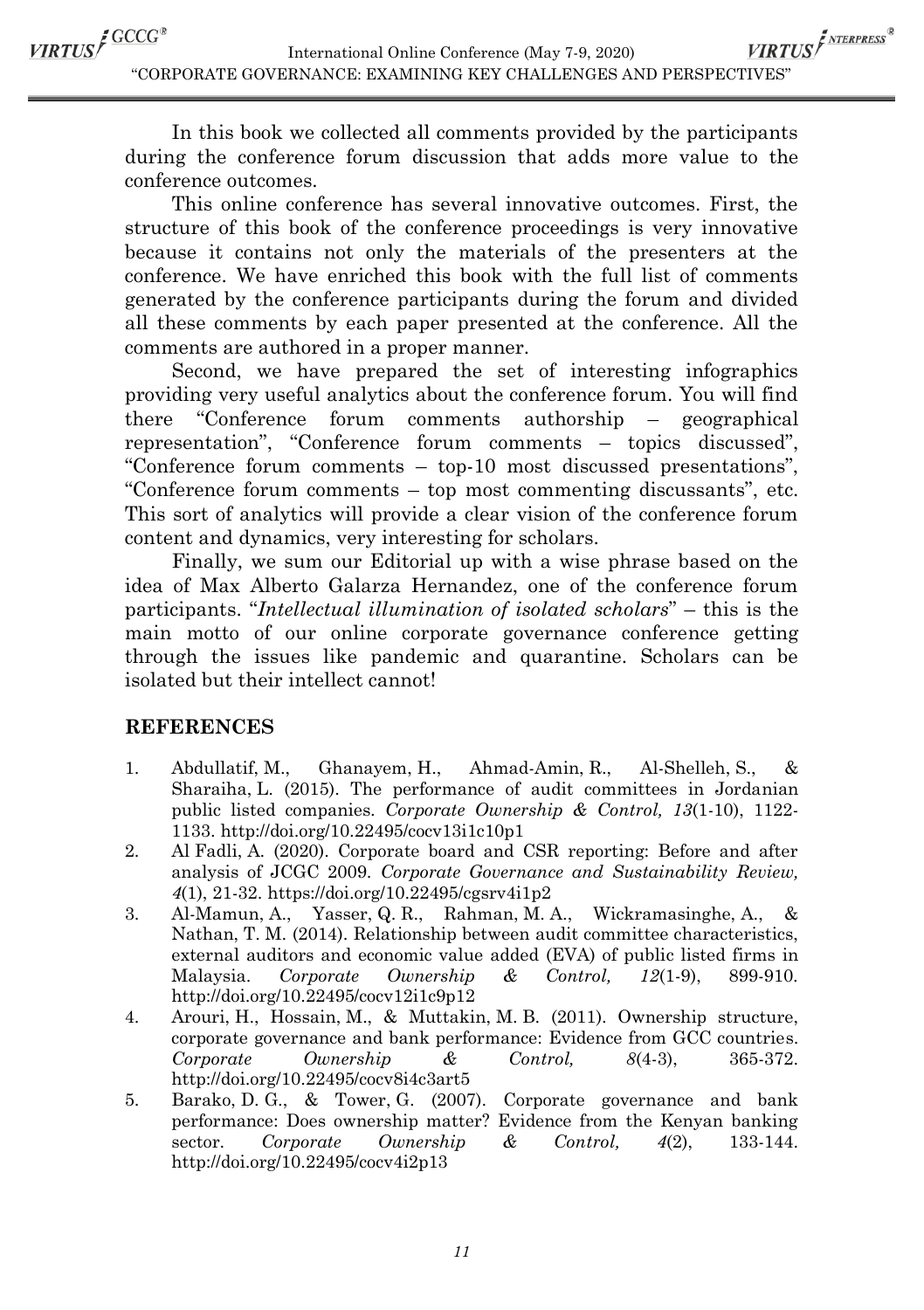In this book we collected all comments provided by the participants during the conference forum discussion that adds more value to the conference outcomes.

This online conference has several innovative outcomes. First, the structure of this book of the conference proceedings is very innovative because it contains not only the materials of the presenters at the conference. We have enriched this book with the full list of comments generated by the conference participants during the forum and divided all these comments by each paper presented at the conference. All the comments are authored in a proper manner.

Second, we have prepared the set of interesting infographics providing very useful analytics about the conference forum. You will find there "Conference forum comments authorship – geographical representation", "Conference forum comments – topics discussed", "Conference forum comments – top-10 most discussed presentations", "Conference forum comments – top most commenting discussants", etc. This sort of analytics will provide a clear vision of the conference forum content and dynamics, very interesting for scholars.

Finally, we sum our Editorial up with a wise phrase based on the idea of Max Alberto Galarza Hernandez, one of the conference forum participants. "*Intellectual illumination of isolated scholars*" – this is the main motto of our online corporate governance conference getting through the issues like pandemic and quarantine. Scholars can be isolated but their intellect cannot!

## REFERENCES

1. Abdullatif, M., Ghanayem, H., Ahmad-Amin, R., Al-Shelleh, S., & Sharaiha, L. (2015). The performance of audit committees in Jordanian public listed companies. *Corporate Ownership & Control, 13*(1-10), 1122-1133. http://doi.org/10.22495/cocv13i1c10p1
2. Al Fadli, A. (2020). Corporate board and CSR reporting: Before and after analysis of JCGC 2009. *Corporate Governance and Sustainability Review, 4*(1), 21-32. https://doi.org/10.22495/cgsrv4i1p2
3. Al-Mamun, A., Yasser, Q. R., Rahman, M. A., Wickramasinghe, A., & Nathan, T. M. (2014). Relationship between audit committee characteristics, external auditors and economic value added (EVA) of public listed firms in Malaysia. *Corporate Ownership & Control, 12*(1-9), 899-910. http://doi.org/10.22495/cocv12i1c9p12
4. Arouri, H., Hossain, M., & Muttakin, M. B. (2011). Ownership structure, corporate governance and bank performance: Evidence from GCC countries. *Corporate Ownership & Control, 8*(4-3), 365-372. http://doi.org/10.22495/cocv8i4c3art5
5. Barako, D. G., & Tower, G. (2007). Corporate governance and bank performance: Does ownership matter? Evidence from the Kenyan banking sector. *Corporate Ownership & Control, 4*(2), 133-144. http://doi.org/10.22495/cocv4i2p13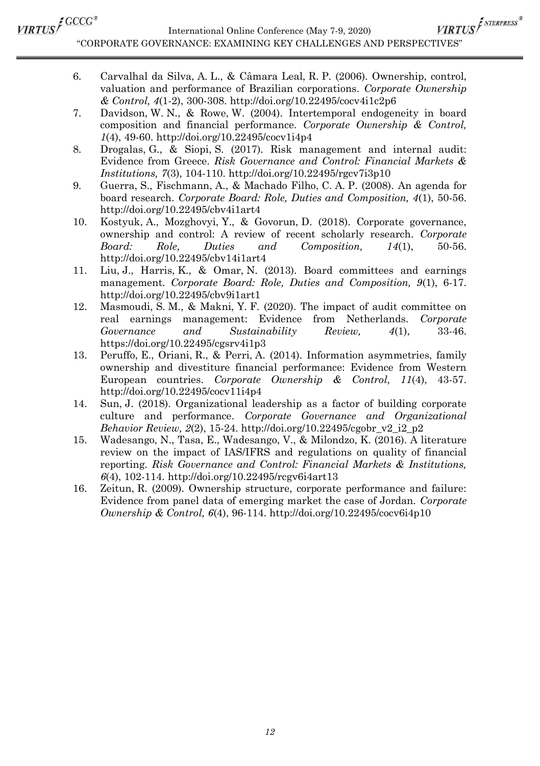6. Carvalhal da Silva, A. L., & Câmara Leal, R. P. (2006). Ownership, control, valuation and performance of Brazilian corporations. *Corporate Ownership & Control, 4*(1-2), 300-308. http://doi.org/10.22495/cocv4i1c2p6
7. Davidson, W. N., & Rowe, W. (2004). Intertemporal endogeneity in board composition and financial performance. *Corporate Ownership & Control, 1*(4), 49-60. http://doi.org/10.22495/cocv1i4p4
8. Drogalas, G., & Siopi, S. (2017). Risk management and internal audit: Evidence from Greece. *Risk Governance and Control: Financial Markets & Institutions, 7*(3), 104-110. http://doi.org/10.22495/rgcv7i3p10
9. Guerra, S., Fischmann, A., & Machado Filho, C. A. P. (2008). An agenda for board research. *Corporate Board: Role, Duties and Composition, 4*(1), 50-56. http://doi.org/10.22495/cbv4i1art4
10. Kostyuk, A., Mozghovyi, Y., & Govorun, D. (2018). Corporate governance, ownership and control: A review of recent scholarly research. *Corporate Board: Role, Duties and Composition, 14*(1), 50-56. http://doi.org/10.22495/cbv14i1art4
11. Liu, J., Harris, K., & Omar, N. (2013). Board committees and earnings management. *Corporate Board: Role, Duties and Composition, 9*(1), 6-17. http://doi.org/10.22495/cbv9i1art1
12. Masmoudi, S. M., & Makni, Y. F. (2020). The impact of audit committee on real earnings management: Evidence from Netherlands. *Corporate Governance and Sustainability Review, 4*(1), 33-46. https://doi.org/10.22495/cgsrv4i1p3
13. Peruffo, E., Oriani, R., & Perri, A. (2014). Information asymmetries, family ownership and divestiture financial performance: Evidence from Western European countries. *Corporate Ownership & Control, 11*(4), 43-57. http://doi.org/10.22495/cocv11i4p4
14. Sun, J. (2018). Organizational leadership as a factor of building corporate culture and performance. *Corporate Governance and Organizational Behavior Review, 2*(2), 15-24. http://doi.org/10.22495/cgobr_v2_i2_p2
15. Wadesango, N., Tasa, E., Wadesango, V., & Milondzo, K. (2016). A literature review on the impact of IAS/IFRS and regulations on quality of financial reporting. *Risk Governance and Control: Financial Markets & Institutions, 6*(4), 102-114. http://doi.org/10.22495/rcgv6i4art13
16. Zeitun, R. (2009). Ownership structure, corporate performance and failure: Evidence from panel data of emerging market the case of Jordan. *Corporate Ownership & Control, 6*(4), 96-114. http://doi.org/10.22495/cocv6i4p10